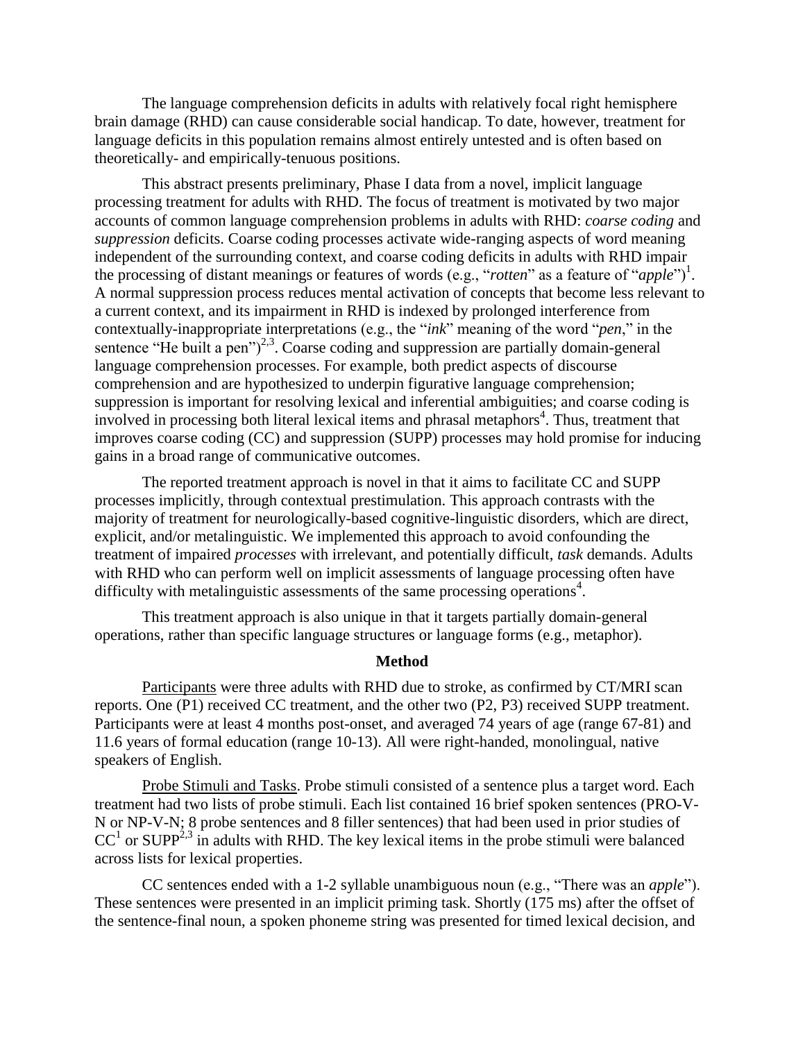The language comprehension deficits in adults with relatively focal right hemisphere brain damage (RHD) can cause considerable social handicap. To date, however, treatment for language deficits in this population remains almost entirely untested and is often based on theoretically- and empirically-tenuous positions.

This abstract presents preliminary, Phase I data from a novel, implicit language processing treatment for adults with RHD. The focus of treatment is motivated by two major accounts of common language comprehension problems in adults with RHD: *coarse coding* and *suppression* deficits. Coarse coding processes activate wide-ranging aspects of word meaning independent of the surrounding context, and coarse coding deficits in adults with RHD impair the processing of distant meanings or features of words (e.g., "*rotten*" as a feature of "*apple*")[1]. A normal suppression process reduces mental activation of concepts that become less relevant to a current context, and its impairment in RHD is indexed by prolonged interference from contextually-inappropriate interpretations (e.g., the "*ink*" meaning of the word "*pen*," in the sentence "He built a pen")[2,3]. Coarse coding and suppression are partially domain-general language comprehension processes. For example, both predict aspects of discourse comprehension and are hypothesized to underpin figurative language comprehension; suppression is important for resolving lexical and inferential ambiguities; and coarse coding is involved in processing both literal lexical items and phrasal metaphors[4]. Thus, treatment that improves coarse coding (CC) and suppression (SUPP) processes may hold promise for inducing gains in a broad range of communicative outcomes.

The reported treatment approach is novel in that it aims to facilitate CC and SUPP processes implicitly, through contextual prestimulation. This approach contrasts with the majority of treatment for neurologically-based cognitive-linguistic disorders, which are direct, explicit, and/or metalinguistic. We implemented this approach to avoid confounding the treatment of impaired *processes* with irrelevant, and potentially difficult, *task* demands. Adults with RHD who can perform well on implicit assessments of language processing often have difficulty with metalinguistic assessments of the same processing operations[4].

This treatment approach is also unique in that it targets partially domain-general operations, rather than specific language structures or language forms (e.g., metaphor).

## Method

Participants were three adults with RHD due to stroke, as confirmed by CT/MRI scan reports. One (P1) received CC treatment, and the other two (P2, P3) received SUPP treatment. Participants were at least 4 months post-onset, and averaged 74 years of age (range 67-81) and 11.6 years of formal education (range 10-13). All were right-handed, monolingual, native speakers of English.

Probe Stimuli and Tasks. Probe stimuli consisted of a sentence plus a target word. Each treatment had two lists of probe stimuli. Each list contained 16 brief spoken sentences (PRO-V-N or NP-V-N; 8 probe sentences and 8 filler sentences) that had been used in prior studies of CC[1] or SUPP[2,3] in adults with RHD. The key lexical items in the probe stimuli were balanced across lists for lexical properties.

CC sentences ended with a 1-2 syllable unambiguous noun (e.g., "There was an *apple*"). These sentences were presented in an implicit priming task. Shortly (175 ms) after the offset of the sentence-final noun, a spoken phoneme string was presented for timed lexical decision, and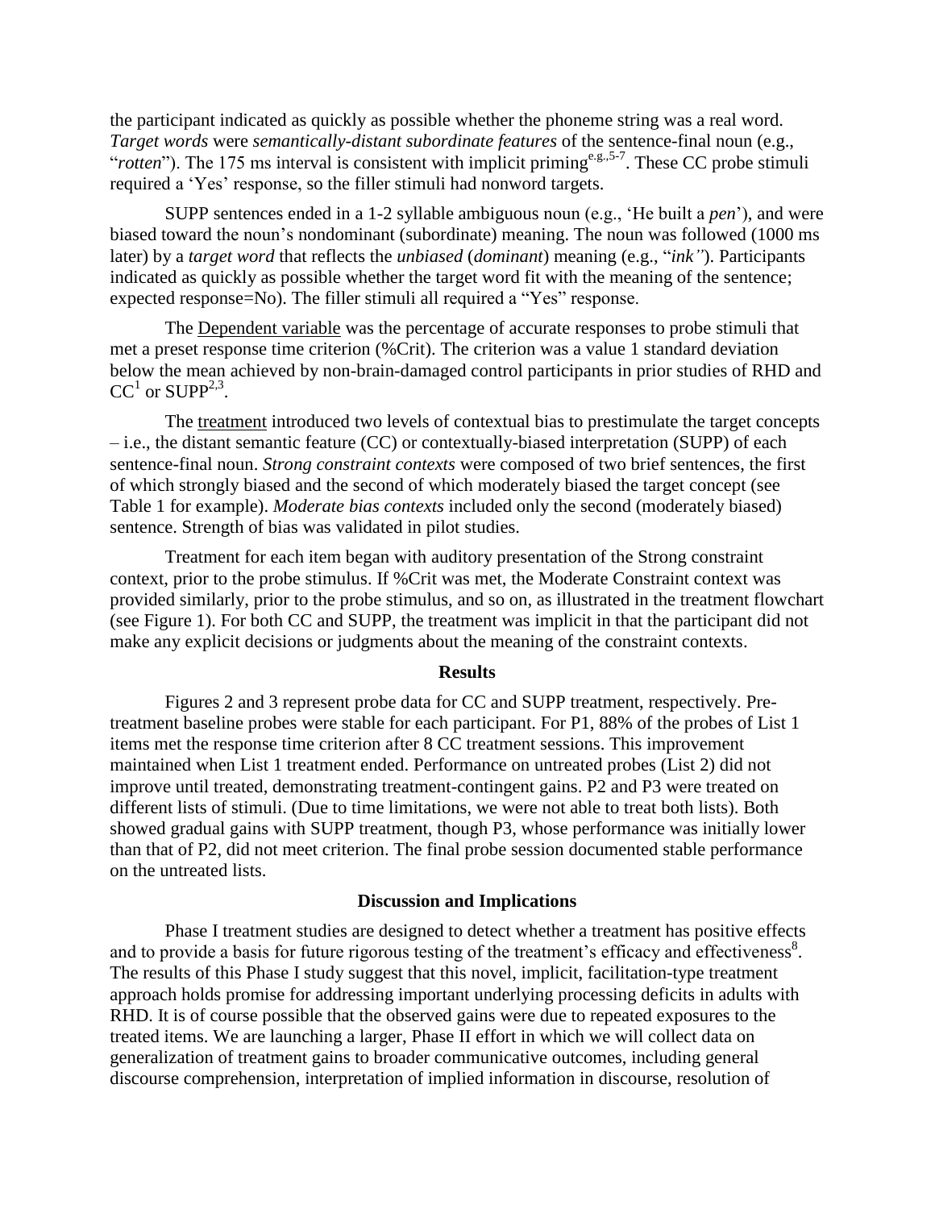the participant indicated as quickly as possible whether the phoneme string was a real word. *Target words* were *semantically-distant subordinate features* of the sentence-final noun (e.g., "*rotten*"). The 175 ms interval is consistent with implicit priming[e.g.,5-7]. These CC probe stimuli required a 'Yes' response, so the filler stimuli had nonword targets.

SUPP sentences ended in a 1-2 syllable ambiguous noun (e.g., 'He built a *pen*'), and were biased toward the noun's nondominant (subordinate) meaning. The noun was followed (1000 ms later) by a *target word* that reflects the *unbiased* (*dominant*) meaning (e.g., "*ink"*). Participants indicated as quickly as possible whether the target word fit with the meaning of the sentence; expected response=No). The filler stimuli all required a "Yes" response.

The Dependent variable was the percentage of accurate responses to probe stimuli that met a preset response time criterion (%Crit). The criterion was a value 1 standard deviation below the mean achieved by non-brain-damaged control participants in prior studies of RHD and CC[1] or SUPP[2,3].

The treatment introduced two levels of contextual bias to prestimulate the target concepts – i.e., the distant semantic feature (CC) or contextually-biased interpretation (SUPP) of each sentence-final noun. *Strong constraint contexts* were composed of two brief sentences, the first of which strongly biased and the second of which moderately biased the target concept (see Table 1 for example). *Moderate bias contexts* included only the second (moderately biased) sentence. Strength of bias was validated in pilot studies.

Treatment for each item began with auditory presentation of the Strong constraint context, prior to the probe stimulus. If %Crit was met, the Moderate Constraint context was provided similarly, prior to the probe stimulus, and so on, as illustrated in the treatment flowchart (see Figure 1). For both CC and SUPP, the treatment was implicit in that the participant did not make any explicit decisions or judgments about the meaning of the constraint contexts.

## Results

Figures 2 and 3 represent probe data for CC and SUPP treatment, respectively. Pre-treatment baseline probes were stable for each participant. For P1, 88% of the probes of List 1 items met the response time criterion after 8 CC treatment sessions. This improvement maintained when List 1 treatment ended. Performance on untreated probes (List 2) did not improve until treated, demonstrating treatment-contingent gains. P2 and P3 were treated on different lists of stimuli. (Due to time limitations, we were not able to treat both lists). Both showed gradual gains with SUPP treatment, though P3, whose performance was initially lower than that of P2, did not meet criterion. The final probe session documented stable performance on the untreated lists.

## Discussion and Implications

Phase I treatment studies are designed to detect whether a treatment has positive effects and to provide a basis for future rigorous testing of the treatment's efficacy and effectiveness[8]. The results of this Phase I study suggest that this novel, implicit, facilitation-type treatment approach holds promise for addressing important underlying processing deficits in adults with RHD. It is of course possible that the observed gains were due to repeated exposures to the treated items. We are launching a larger, Phase II effort in which we will collect data on generalization of treatment gains to broader communicative outcomes, including general discourse comprehension, interpretation of implied information in discourse, resolution of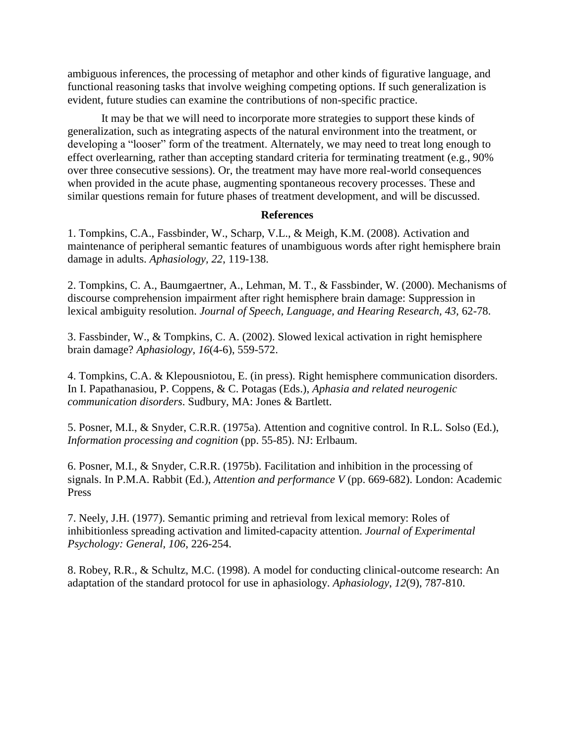ambiguous inferences, the processing of metaphor and other kinds of figurative language, and functional reasoning tasks that involve weighing competing options. If such generalization is evident, future studies can examine the contributions of non-specific practice.

It may be that we will need to incorporate more strategies to support these kinds of generalization, such as integrating aspects of the natural environment into the treatment, or developing a "looser" form of the treatment. Alternately, we may need to treat long enough to effect overlearning, rather than accepting standard criteria for terminating treatment (e.g., 90% over three consecutive sessions). Or, the treatment may have more real-world consequences when provided in the acute phase, augmenting spontaneous recovery processes. These and similar questions remain for future phases of treatment development, and will be discussed.

## References

1. Tompkins, C.A., Fassbinder, W., Scharp, V.L., & Meigh, K.M. (2008). Activation and maintenance of peripheral semantic features of unambiguous words after right hemisphere brain damage in adults. *Aphasiology, 22*, 119-138.

2. Tompkins, C. A., Baumgaertner, A., Lehman, M. T., & Fassbinder, W. (2000). Mechanisms of discourse comprehension impairment after right hemisphere brain damage: Suppression in lexical ambiguity resolution. *Journal of Speech, Language, and Hearing Research, 43,* 62-78.

3. Fassbinder, W., & Tompkins, C. A. (2002). Slowed lexical activation in right hemisphere brain damage? *Aphasiology, 16*(4-6), 559-572.

4. Tompkins, C.A. & Klepousniotou, E. (in press). Right hemisphere communication disorders. In I. Papathanasiou, P. Coppens, & C. Potagas (Eds.), *Aphasia and related neurogenic communication disorders*. Sudbury, MA: Jones & Bartlett.

5. Posner, M.I., & Snyder, C.R.R. (1975a). Attention and cognitive control. In R.L. Solso (Ed.), *Information processing and cognition* (pp. 55-85). NJ: Erlbaum.

6. Posner, M.I., & Snyder, C.R.R. (1975b). Facilitation and inhibition in the processing of signals. In P.M.A. Rabbit (Ed.), *Attention and performance V* (pp. 669-682). London: Academic Press

7. Neely, J.H. (1977). Semantic priming and retrieval from lexical memory: Roles of inhibitionless spreading activation and limited-capacity attention. *Journal of Experimental Psychology: General, 106*, 226-254.

8. Robey, R.R., & Schultz, M.C. (1998). A model for conducting clinical-outcome research: An adaptation of the standard protocol for use in aphasiology. *Aphasiology*, *12*(9), 787-810.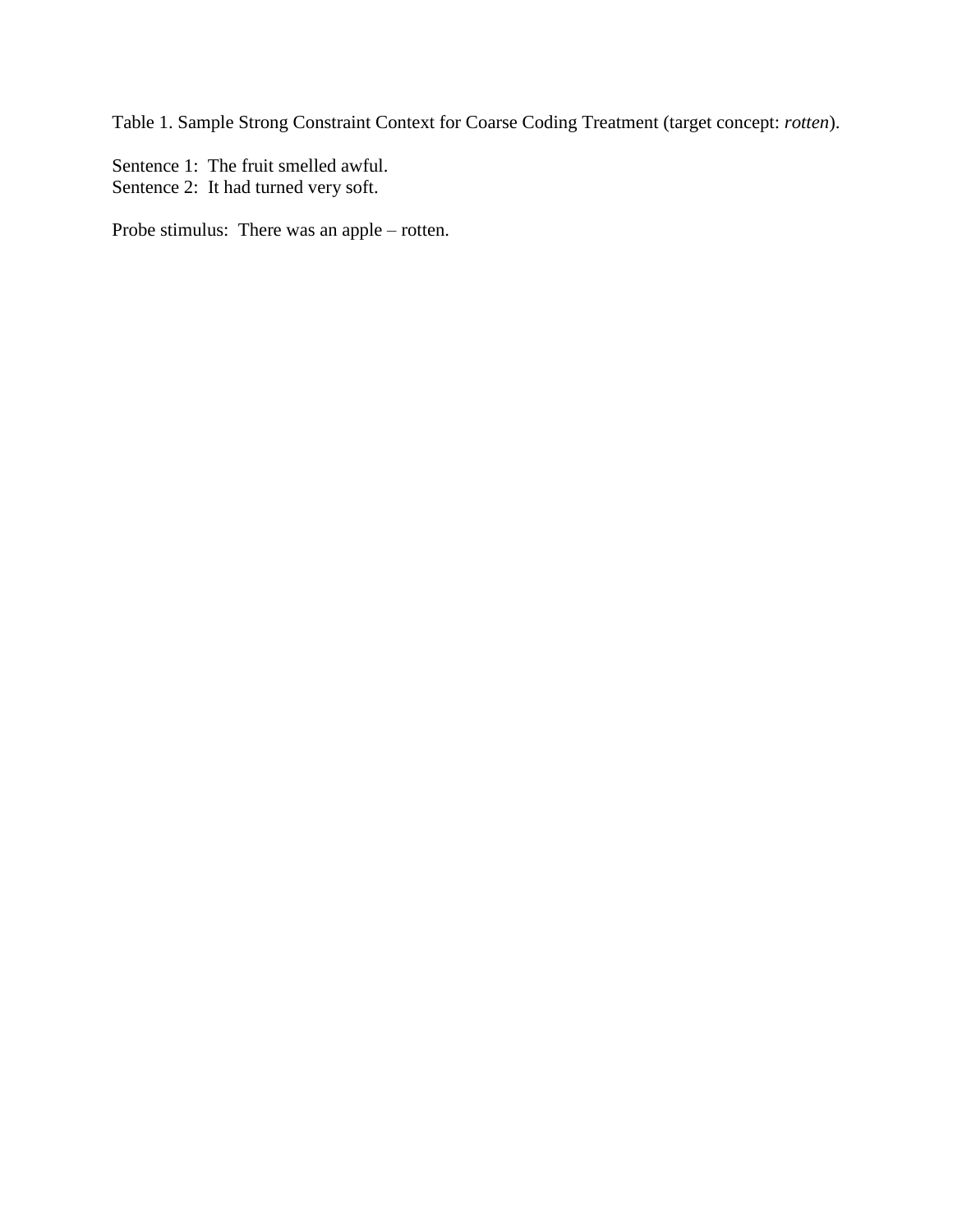Table 1. Sample Strong Constraint Context for Coarse Coding Treatment (target concept: *rotten*).

Sentence 1: The fruit smelled awful.
Sentence 2: It had turned very soft.

Probe stimulus: There was an apple – rotten.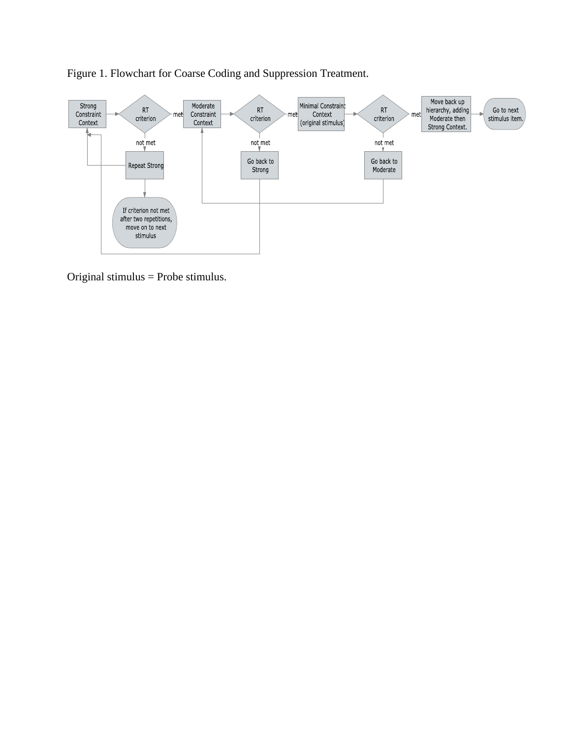Figure 1. Flowchart for Coarse Coding and Suppression Treatment.

Strong Constraint Context → RT criterion → met → Moderate Constraint Context → RT criterion → met → Minimal Constraint Context (original stimulus) → RT criterion → met → Move back up hierarchy, adding Moderate then Strong Context. → Go to next stimulus item.

- RT criterion (after Strong Constraint Context) → not met → Repeat Strong → (back to Strong Constraint Context)
  - If criterion not met after two repetitions, move on to next stimulus
- RT criterion (after Moderate Constraint Context) → not met → Go back to Strong → (back to Strong Constraint Context)
- RT criterion (after Minimal Constraint Context) → not met → Go back to Moderate → (back to Moderate Constraint Context)

Original stimulus = Probe stimulus.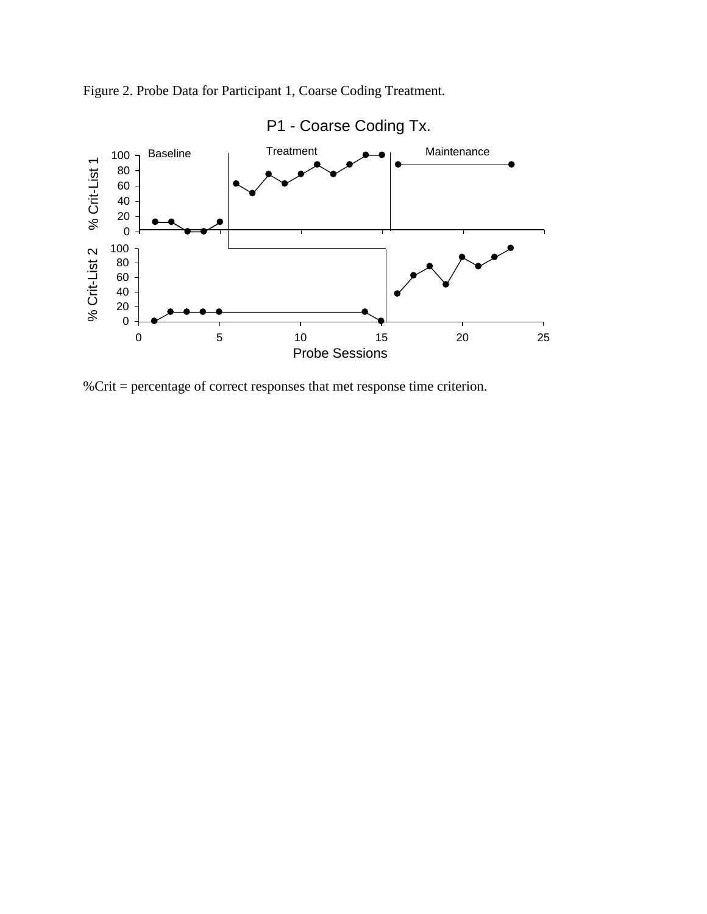Figure 2. Probe Data for Participant 1, Coarse Coding Treatment.

%Crit = percentage of correct responses that met response time criterion.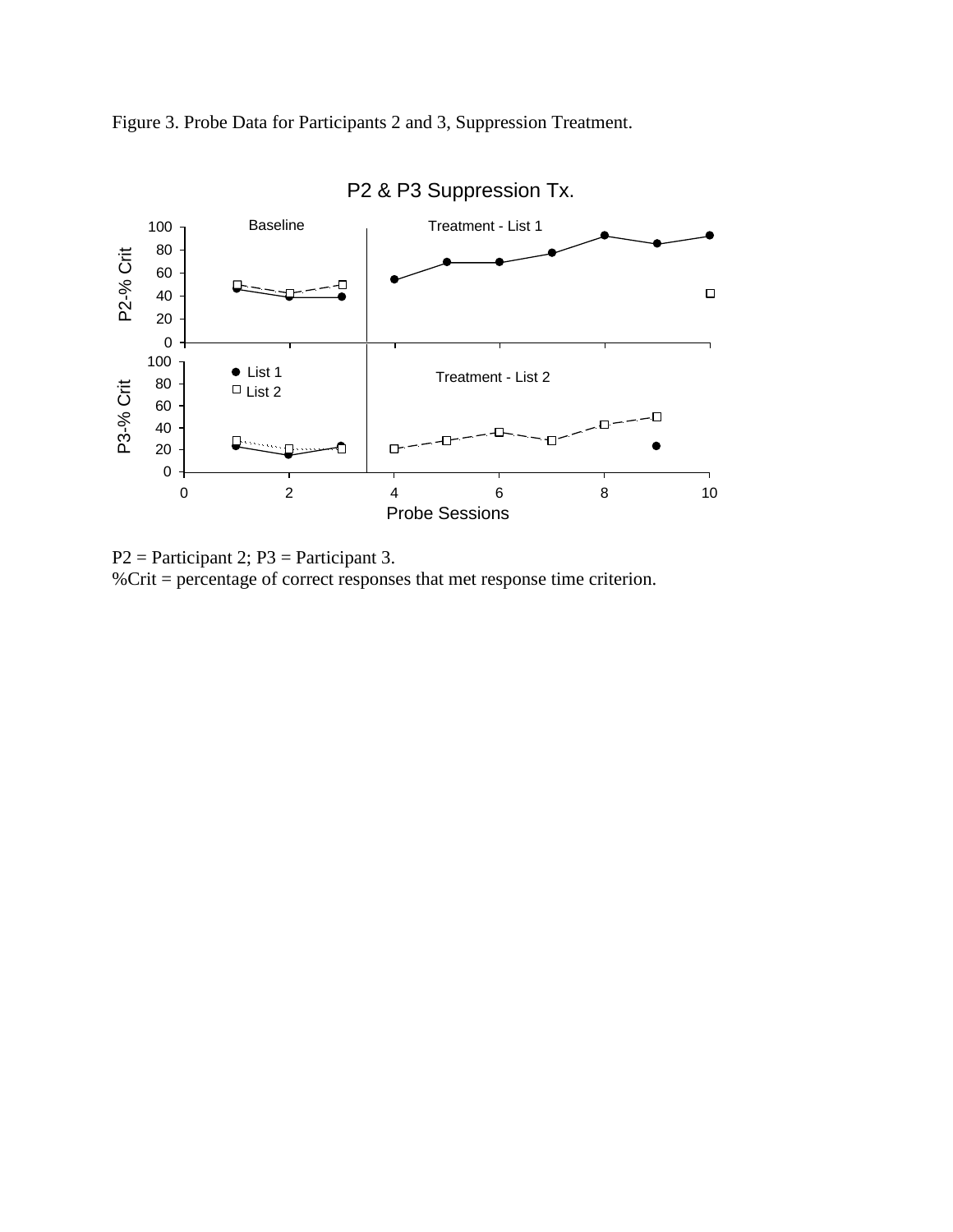Figure 3. Probe Data for Participants 2 and 3, Suppression Treatment.

P2 & P3 Suppression Tx.

Baseline

Treatment - List 1

P2-% Crit

100
80
60
40
20
0

List 1
List 2

Treatment - List 2

P3-% Crit

100
80
60
40
20
0

0 2 4 6 8 10

Probe Sessions

P2 = Participant 2; P3 = Participant 3.
%Crit = percentage of correct responses that met response time criterion.